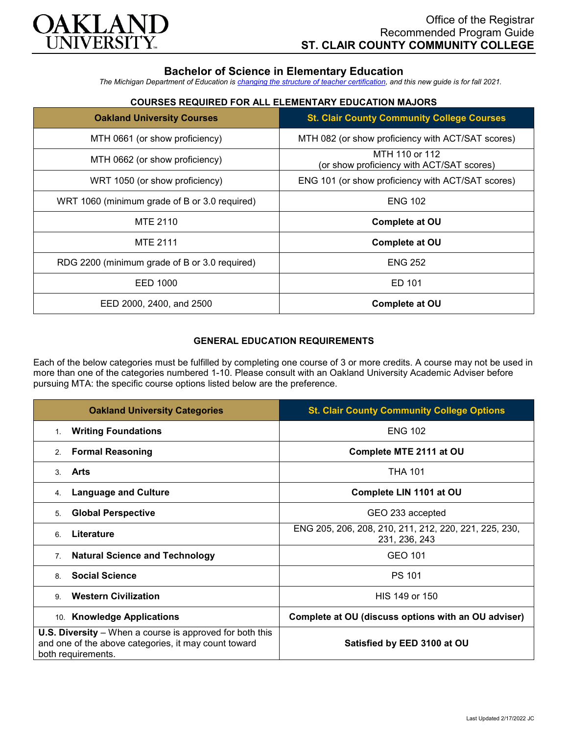OAKLAND UNIVERSITY

Office of the Registrar
Recommended Program Guide
**ST. CLAIR COUNTY COMMUNITY COLLEGE**

## Bachelor of Science in Elementary Education

*The Michigan Department of Education is changing the structure of teacher certification, and this new guide is for fall 2021.*

### COURSES REQUIRED FOR ALL ELEMENTARY EDUCATION MAJORS

| Oakland University Courses | St. Clair County Community College Courses |
|---|---|
| MTH 0661 (or show proficiency) | MTH 082 (or show proficiency with ACT/SAT scores) |
| MTH 0662 (or show proficiency) | MTH 110 or 112 (or show proficiency with ACT/SAT scores) |
| WRT 1050 (or show proficiency) | ENG 101 (or show proficiency with ACT/SAT scores) |
| WRT 1060 (minimum grade of B or 3.0 required) | ENG 102 |
| MTE 2110 | **Complete at OU** |
| MTE 2111 | **Complete at OU** |
| RDG 2200 (minimum grade of B or 3.0 required) | ENG 252 |
| EED 1000 | ED 101 |
| EED 2000, 2400, and 2500 | **Complete at OU** |

### GENERAL EDUCATION REQUIREMENTS

Each of the below categories must be fulfilled by completing one course of 3 or more credits. A course may not be used in more than one of the categories numbered 1-10. Please consult with an Oakland University Academic Adviser before pursuing MTA: the specific course options listed below are the preference.

| Oakland University Categories | St. Clair County Community College Options |
|---|---|
| 1. **Writing Foundations** | ENG 102 |
| 2. **Formal Reasoning** | **Complete MTE 2111 at OU** |
| 3. **Arts** | THA 101 |
| 4. **Language and Culture** | **Complete LIN 1101 at OU** |
| 5. **Global Perspective** | GEO 233 accepted |
| 6. **Literature** | ENG 205, 206, 208, 210, 211, 212, 220, 221, 225, 230, 231, 236, 243 |
| 7. **Natural Science and Technology** | GEO 101 |
| 8. **Social Science** | PS 101 |
| 9. **Western Civilization** | HIS 149 or 150 |
| 10. **Knowledge Applications** | **Complete at OU (discuss options with an OU adviser)** |
| **U.S. Diversity** – When a course is approved for both this and one of the above categories, it may count toward both requirements. | **Satisfied by EED 3100 at OU** |

Last Updated 2/17/2022 JC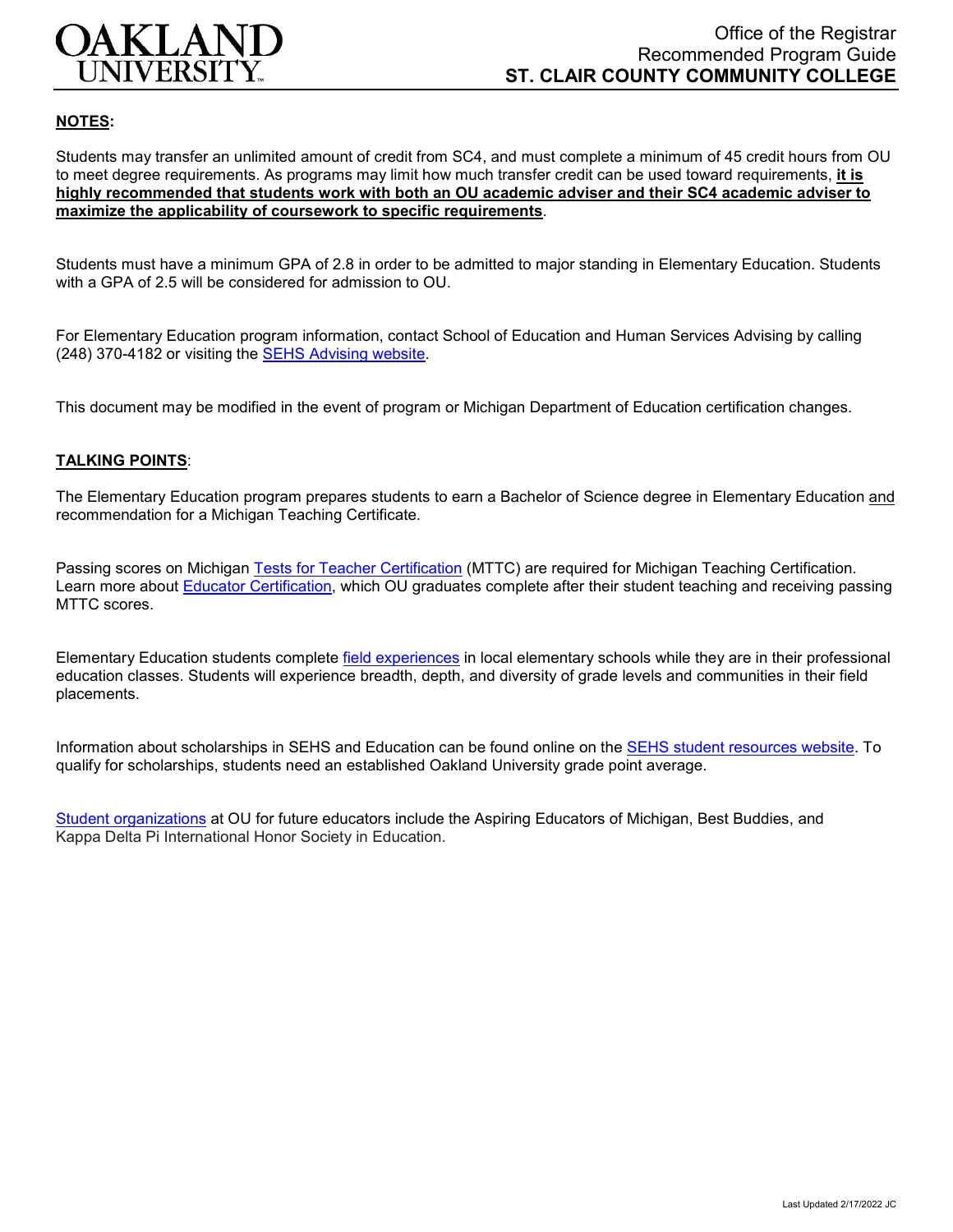**NOTES:**

Students may transfer an unlimited amount of credit from SC4, and must complete a minimum of 45 credit hours from OU to meet degree requirements. As programs may limit how much transfer credit can be used toward requirements, **it is highly recommended that students work with both an OU academic adviser and their SC4 academic adviser to maximize the applicability of coursework to specific requirements**.

Students must have a minimum GPA of 2.8 in order to be admitted to major standing in Elementary Education. Students with a GPA of 2.5 will be considered for admission to OU.

For Elementary Education program information, contact School of Education and Human Services Advising by calling (248) 370-4182 or visiting the SEHS Advising website.

This document may be modified in the event of program or Michigan Department of Education certification changes.

**TALKING POINTS**:

The Elementary Education program prepares students to earn a Bachelor of Science degree in Elementary Education and recommendation for a Michigan Teaching Certificate.

Passing scores on Michigan Tests for Teacher Certification (MTTC) are required for Michigan Teaching Certification. Learn more about Educator Certification, which OU graduates complete after their student teaching and receiving passing MTTC scores.

Elementary Education students complete field experiences in local elementary schools while they are in their professional education classes. Students will experience breadth, depth, and diversity of grade levels and communities in their field placements.

Information about scholarships in SEHS and Education can be found online on the SEHS student resources website. To qualify for scholarships, students need an established Oakland University grade point average.

Student organizations at OU for future educators include the Aspiring Educators of Michigan, Best Buddies, and Kappa Delta Pi International Honor Society in Education.